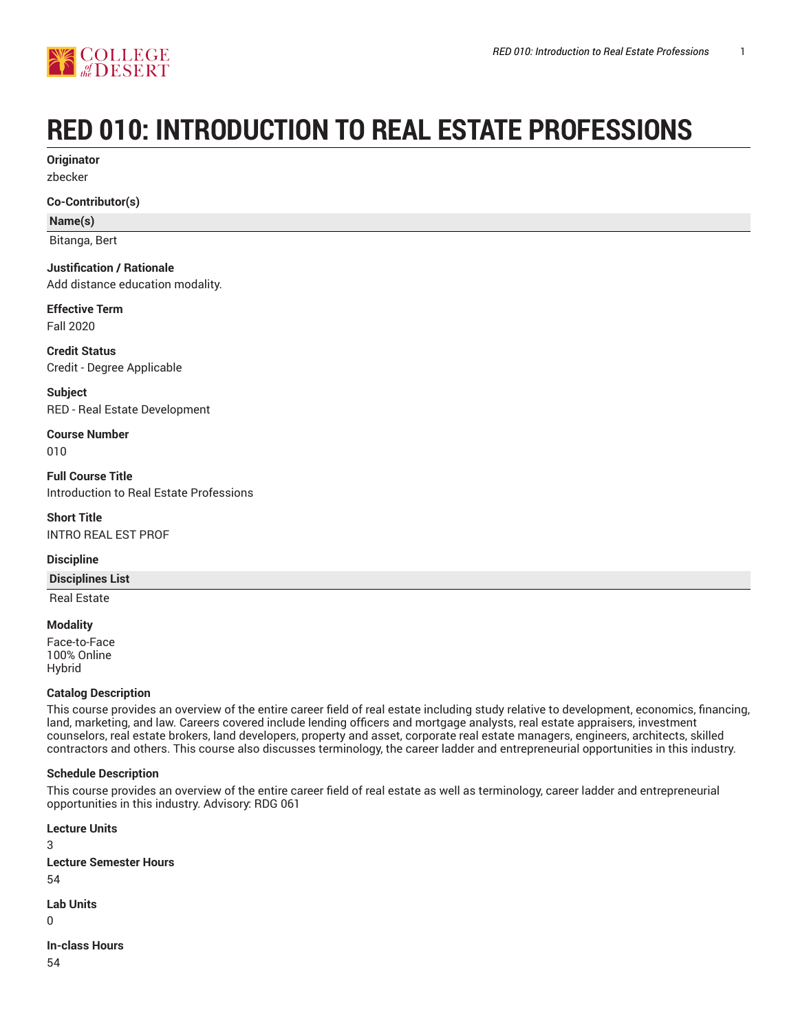# RED 010: INTRODUCTION TO REAL ESTATE PROFESSIONS

**Originator**

zbecker

**Co-Contributor(s)**

| Name(s) |
| --- |
| Bitanga, Bert |

**Justification / Rationale**

Add distance education modality.

**Effective Term**

Fall 2020

**Credit Status**

Credit - Degree Applicable

**Subject**

RED - Real Estate Development

**Course Number**

010

**Full Course Title**

Introduction to Real Estate Professions

**Short Title**

INTRO REAL EST PROF

**Discipline**

| Disciplines List |
| --- |
| Real Estate |

**Modality**

Face-to-Face
100% Online
Hybrid

**Catalog Description**

This course provides an overview of the entire career field of real estate including study relative to development, economics, financing, land, marketing, and law. Careers covered include lending officers and mortgage analysts, real estate appraisers, investment counselors, real estate brokers, land developers, property and asset, corporate real estate managers, engineers, architects, skilled contractors and others. This course also discusses terminology, the career ladder and entrepreneurial opportunities in this industry.

**Schedule Description**

This course provides an overview of the entire career field of real estate as well as terminology, career ladder and entrepreneurial opportunities in this industry. Advisory: RDG 061

**Lecture Units**

3

**Lecture Semester Hours**

54

**Lab Units**

0

**In-class Hours**

54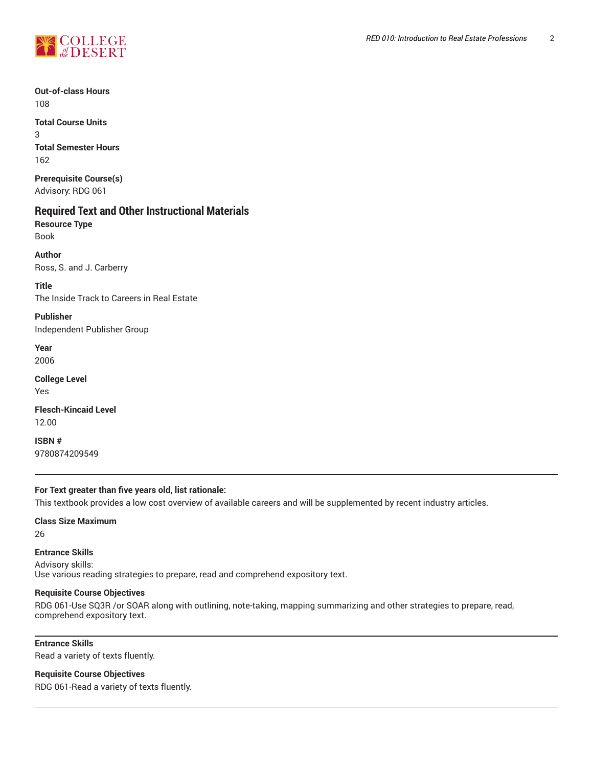**Out-of-class Hours**
108

**Total Course Units**
3

**Total Semester Hours**
162

**Prerequisite Course(s)**
Advisory: RDG 061

## Required Text and Other Instructional Materials

**Resource Type**
Book

**Author**
Ross, S. and J. Carberry

**Title**
The Inside Track to Careers in Real Estate

**Publisher**
Independent Publisher Group

**Year**
2006

**College Level**
Yes

**Flesch-Kincaid Level**
12.00

**ISBN #**
9780874209549

---

**For Text greater than five years old, list rationale:**
This textbook provides a low cost overview of available careers and will be supplemented by recent industry articles.

**Class Size Maximum**
26

**Entrance Skills**
Advisory skills:
Use various reading strategies to prepare, read and comprehend expository text.

**Requisite Course Objectives**
RDG 061-Use SQ3R /or SOAR along with outlining, note-taking, mapping summarizing and other strategies to prepare, read, comprehend expository text.

---

**Entrance Skills**
Read a variety of texts fluently.

**Requisite Course Objectives**
RDG 061-Read a variety of texts fluently.

---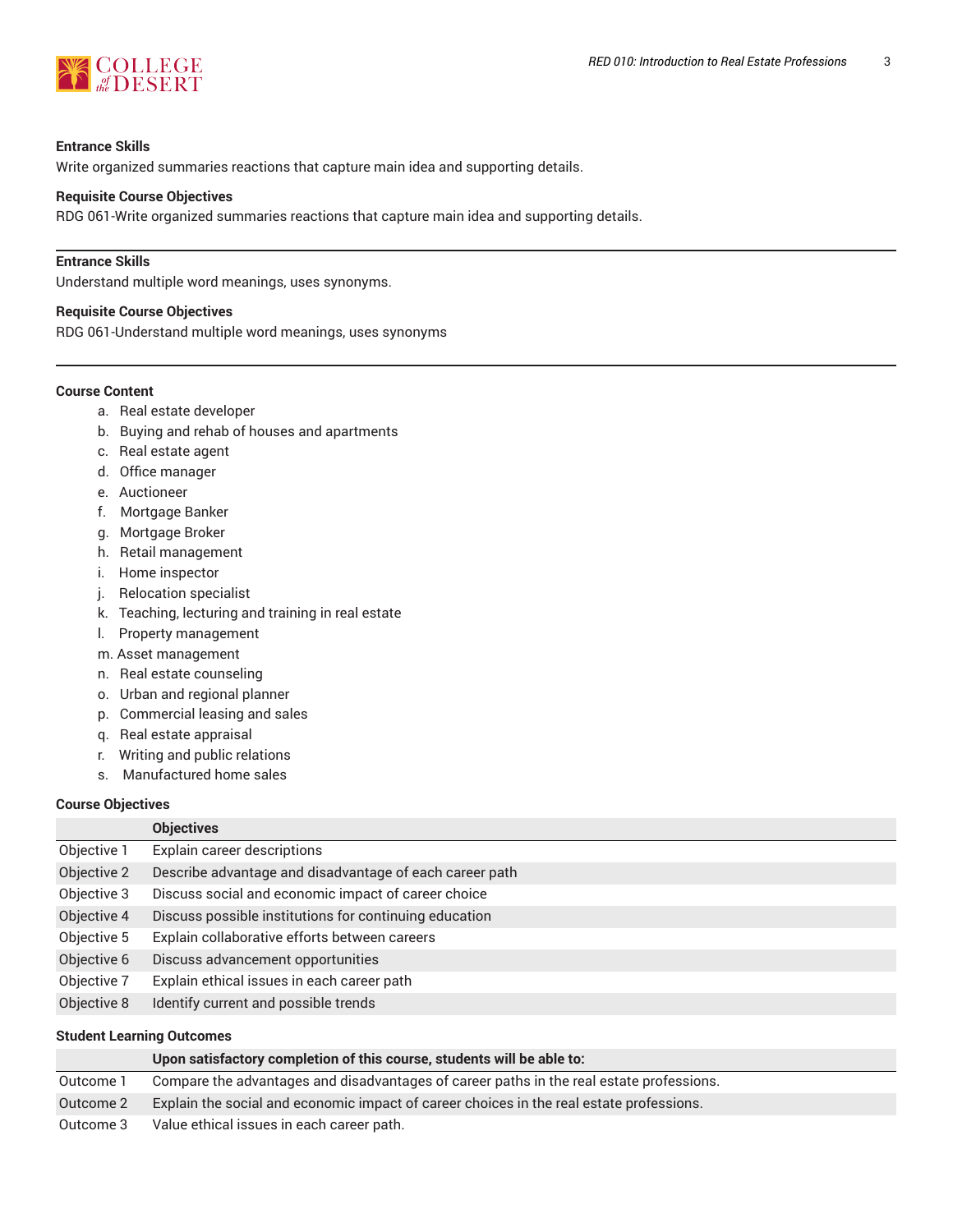**Entrance Skills**
Write organized summaries reactions that capture main idea and supporting details.

**Requisite Course Objectives**
RDG 061-Write organized summaries reactions that capture main idea and supporting details.

---

**Entrance Skills**
Understand multiple word meanings, uses synonyms.

**Requisite Course Objectives**
RDG 061-Understand multiple word meanings, uses synonyms

---

**Course Content**

a. Real estate developer
b. Buying and rehab of houses and apartments
c. Real estate agent
d. Office manager
e. Auctioneer
f. Mortgage Banker
g. Mortgage Broker
h. Retail management
i. Home inspector
j. Relocation specialist
k. Teaching, lecturing and training in real estate
l. Property management
m. Asset management
n. Real estate counseling
o. Urban and regional planner
p. Commercial leasing and sales
q. Real estate appraisal
r. Writing and public relations
s. Manufactured home sales

**Course Objectives**

| | Objectives |
|---|---|
| Objective 1 | Explain career descriptions |
| Objective 2 | Describe advantage and disadvantage of each career path |
| Objective 3 | Discuss social and economic impact of career choice |
| Objective 4 | Discuss possible institutions for continuing education |
| Objective 5 | Explain collaborative efforts between careers |
| Objective 6 | Discuss advancement opportunities |
| Objective 7 | Explain ethical issues in each career path |
| Objective 8 | Identify current and possible trends |

**Student Learning Outcomes**

| | Upon satisfactory completion of this course, students will be able to: |
|---|---|
| Outcome 1 | Compare the advantages and disadvantages of career paths in the real estate professions. |
| Outcome 2 | Explain the social and economic impact of career choices in the real estate professions. |
| Outcome 3 | Value ethical issues in each career path. |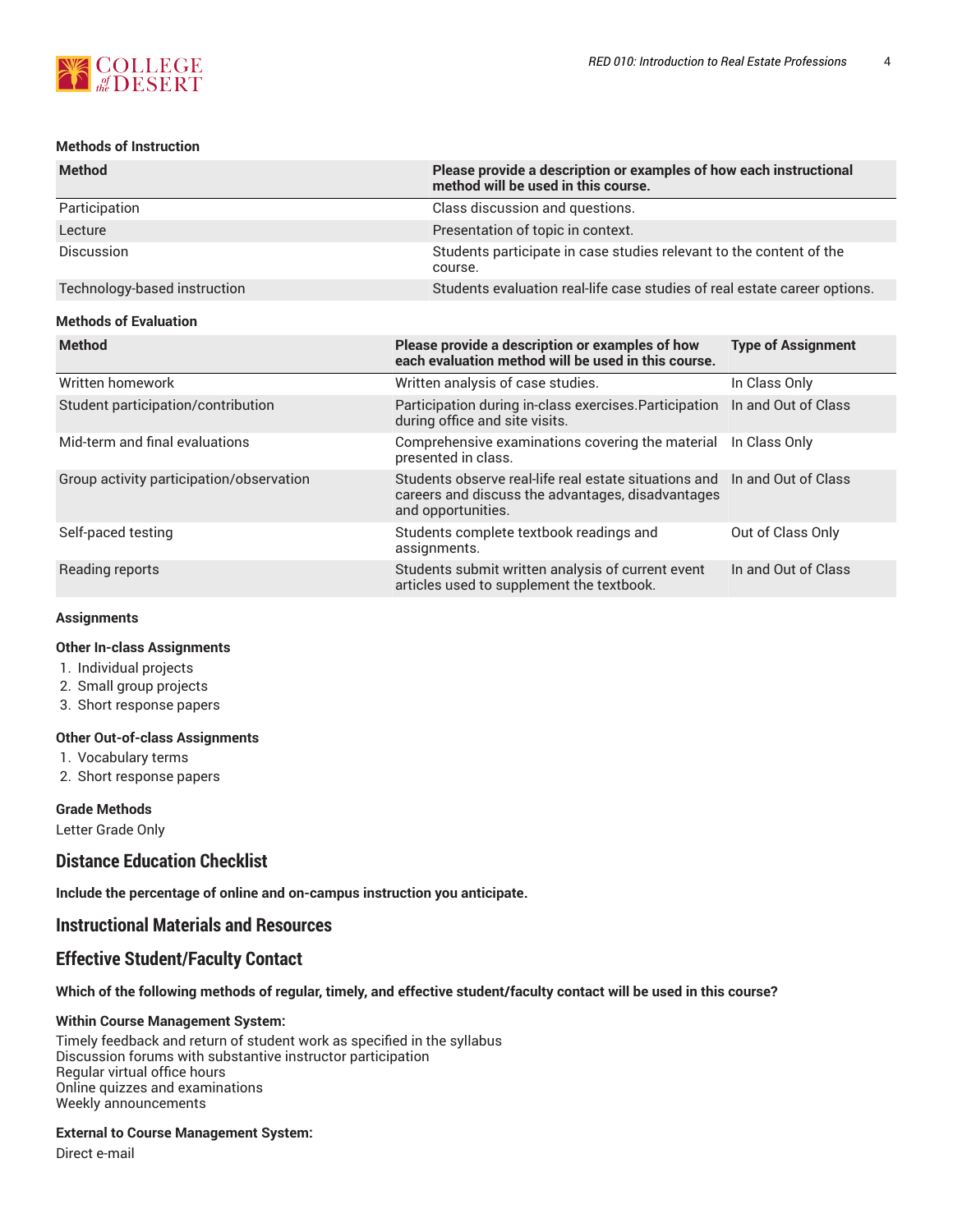### Methods of Instruction

| Method | Please provide a description or examples of how each instructional method will be used in this course. |
|---|---|
| Participation | Class discussion and questions. |
| Lecture | Presentation of topic in context. |
| Discussion | Students participate in case studies relevant to the content of the course. |
| Technology-based instruction | Students evaluation real-life case studies of real estate career options. |

### Methods of Evaluation

| Method | Please provide a description or examples of how each evaluation method will be used in this course. | Type of Assignment |
|---|---|---|
| Written homework | Written analysis of case studies. | In Class Only |
| Student participation/contribution | Participation during in-class exercises.Participation during office and site visits. | In and Out of Class |
| Mid-term and final evaluations | Comprehensive examinations covering the material presented in class. | In Class Only |
| Group activity participation/observation | Students observe real-life real estate situations and careers and discuss the advantages, disadvantages and opportunities. | In and Out of Class |
| Self-paced testing | Students complete textbook readings and assignments. | Out of Class Only |
| Reading reports | Students submit written analysis of current event articles used to supplement the textbook. | In and Out of Class |

### Assignments

**Other In-class Assignments**

1. Individual projects
2. Small group projects
3. Short response papers

**Other Out-of-class Assignments**

1. Vocabulary terms
2. Short response papers

**Grade Methods**

Letter Grade Only

## Distance Education Checklist

**Include the percentage of online and on-campus instruction you anticipate.**

## Instructional Materials and Resources

## Effective Student/Faculty Contact

**Which of the following methods of regular, timely, and effective student/faculty contact will be used in this course?**

**Within Course Management System:**

Timely feedback and return of student work as specified in the syllabus
Discussion forums with substantive instructor participation
Regular virtual office hours
Online quizzes and examinations
Weekly announcements

**External to Course Management System:**

Direct e-mail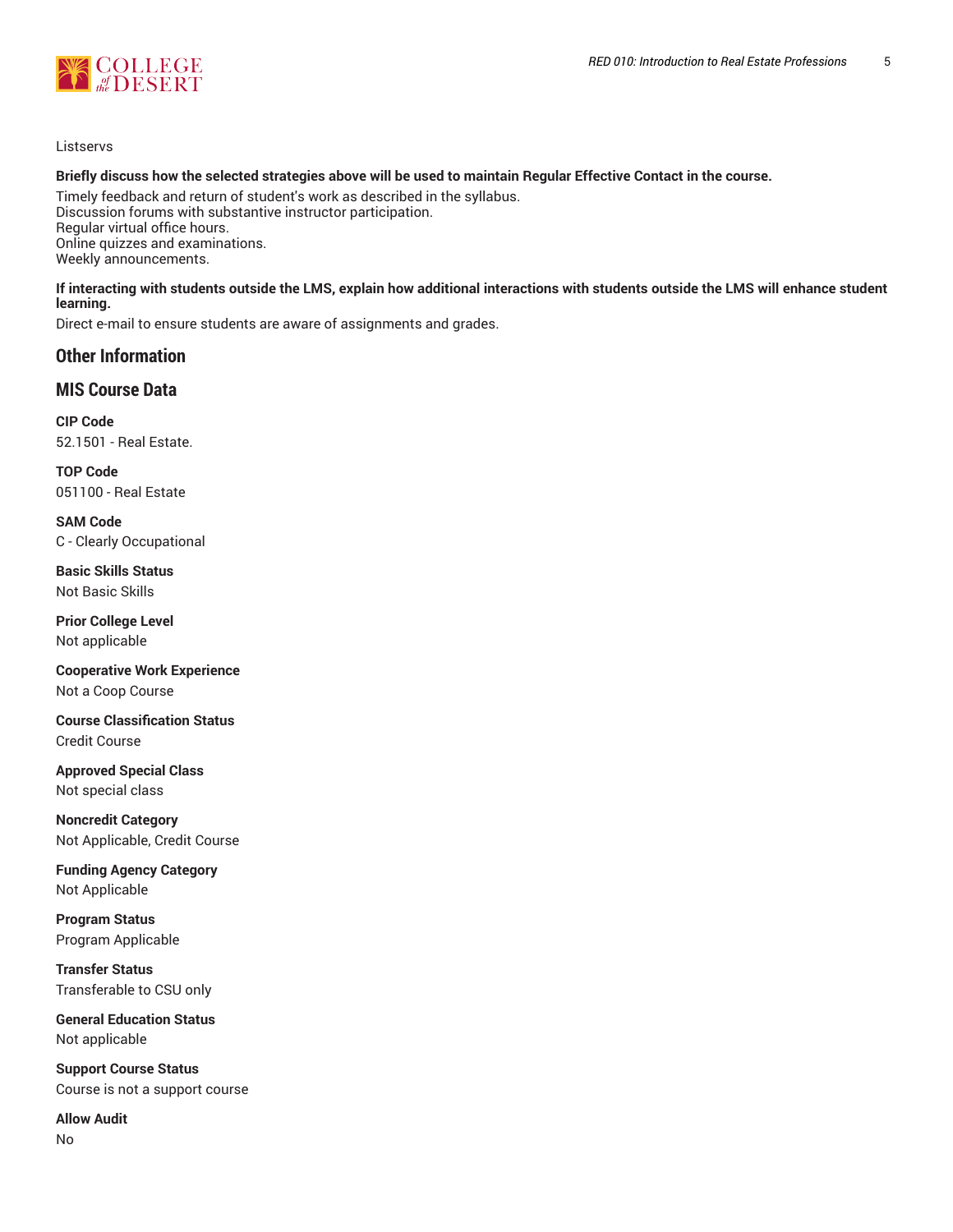Listservs

**Briefly discuss how the selected strategies above will be used to maintain Regular Effective Contact in the course.**

Timely feedback and return of student's work as described in the syllabus.
Discussion forums with substantive instructor participation.
Regular virtual office hours.
Online quizzes and examinations.
Weekly announcements.

**If interacting with students outside the LMS, explain how additional interactions with students outside the LMS will enhance student learning.**

Direct e-mail to ensure students are aware of assignments and grades.

## Other Information

## MIS Course Data

**CIP Code**
52.1501 - Real Estate.

**TOP Code**
051100 - Real Estate

**SAM Code**
C - Clearly Occupational

**Basic Skills Status**
Not Basic Skills

**Prior College Level**
Not applicable

**Cooperative Work Experience**
Not a Coop Course

**Course Classification Status**
Credit Course

**Approved Special Class**
Not special class

**Noncredit Category**
Not Applicable, Credit Course

**Funding Agency Category**
Not Applicable

**Program Status**
Program Applicable

**Transfer Status**
Transferable to CSU only

**General Education Status**
Not applicable

**Support Course Status**
Course is not a support course

**Allow Audit**
No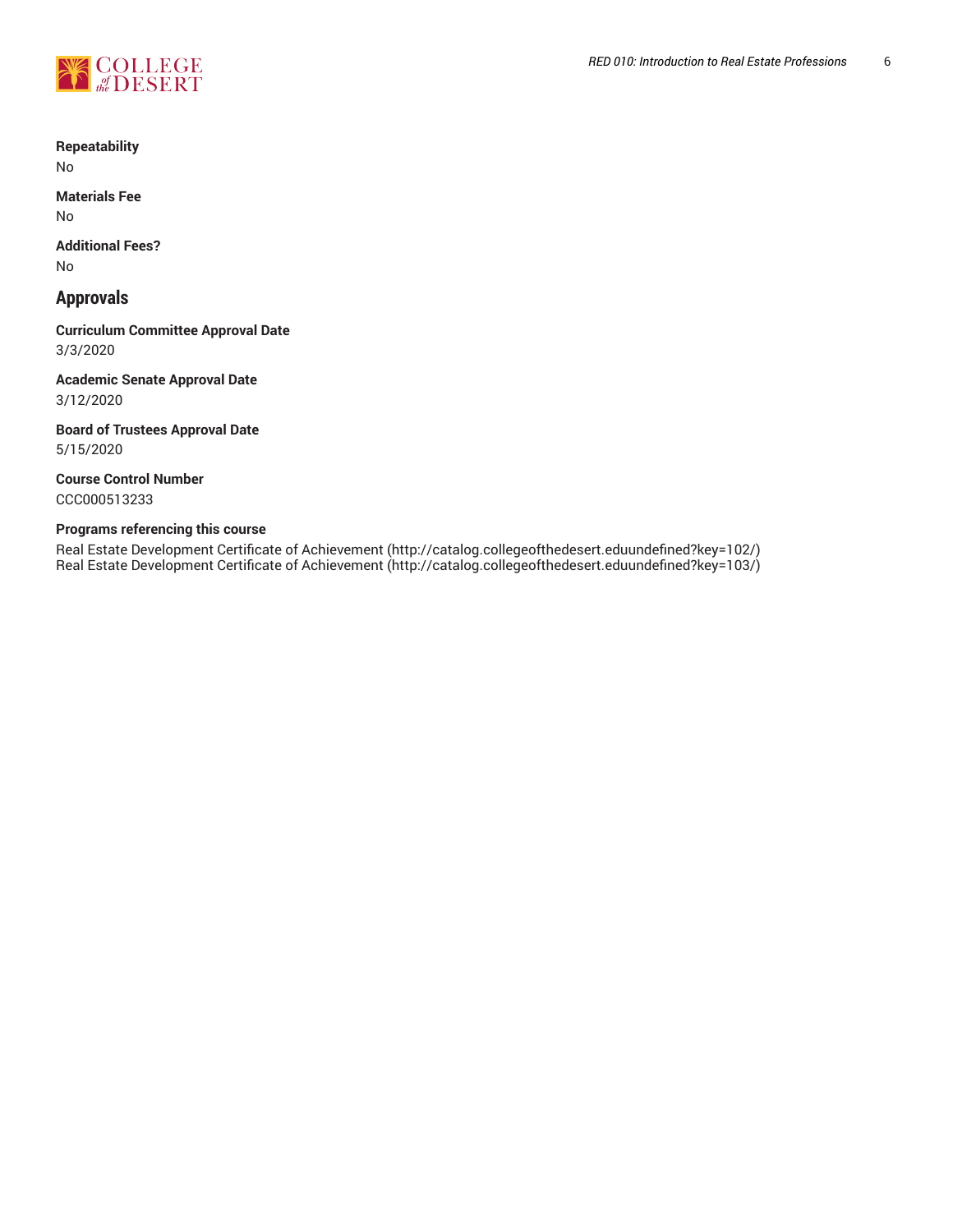**Repeatability**

No

**Materials Fee**

No

**Additional Fees?**

No

## Approvals

**Curriculum Committee Approval Date**

3/3/2020

**Academic Senate Approval Date**

3/12/2020

**Board of Trustees Approval Date**

5/15/2020

**Course Control Number**

CCC000513233

**Programs referencing this course**

Real Estate Development Certificate of Achievement (http://catalog.collegeofthedesert.eduundefined?key=102/)
Real Estate Development Certificate of Achievement (http://catalog.collegeofthedesert.eduundefined?key=103/)